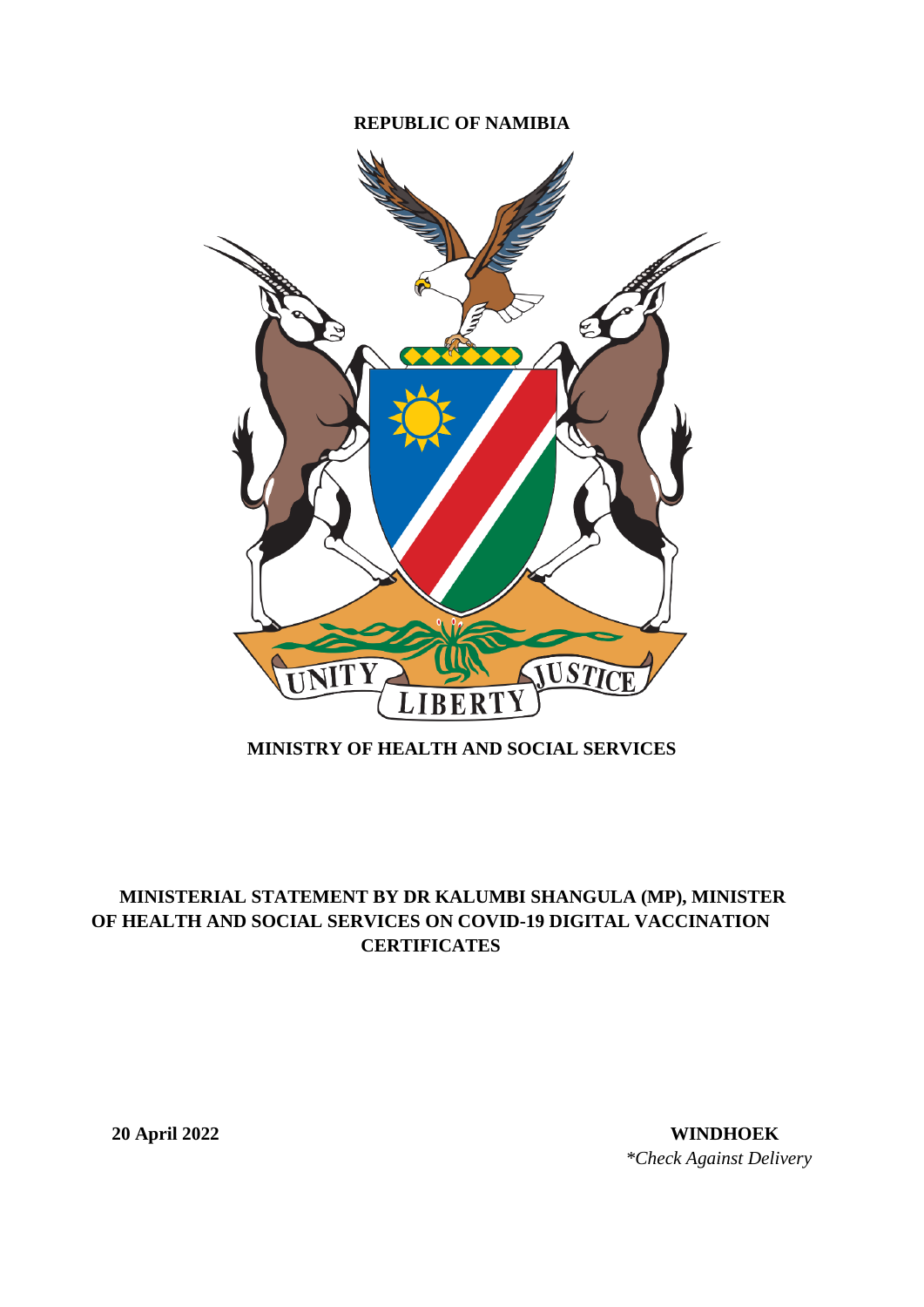**REPUBLIC OF NAMIBIA**

**MINISTRY OF HEALTH AND SOCIAL SERVICES**

# MINISTERIAL STATEMENT BY DR KALUMBI SHANGULA (MP), MINISTER OF HEALTH AND SOCIAL SERVICES ON COVID-19 DIGITAL VACCINATION CERTIFICATES

**20 April 2022** **WINDHOEK**

*\*Check Against Delivery*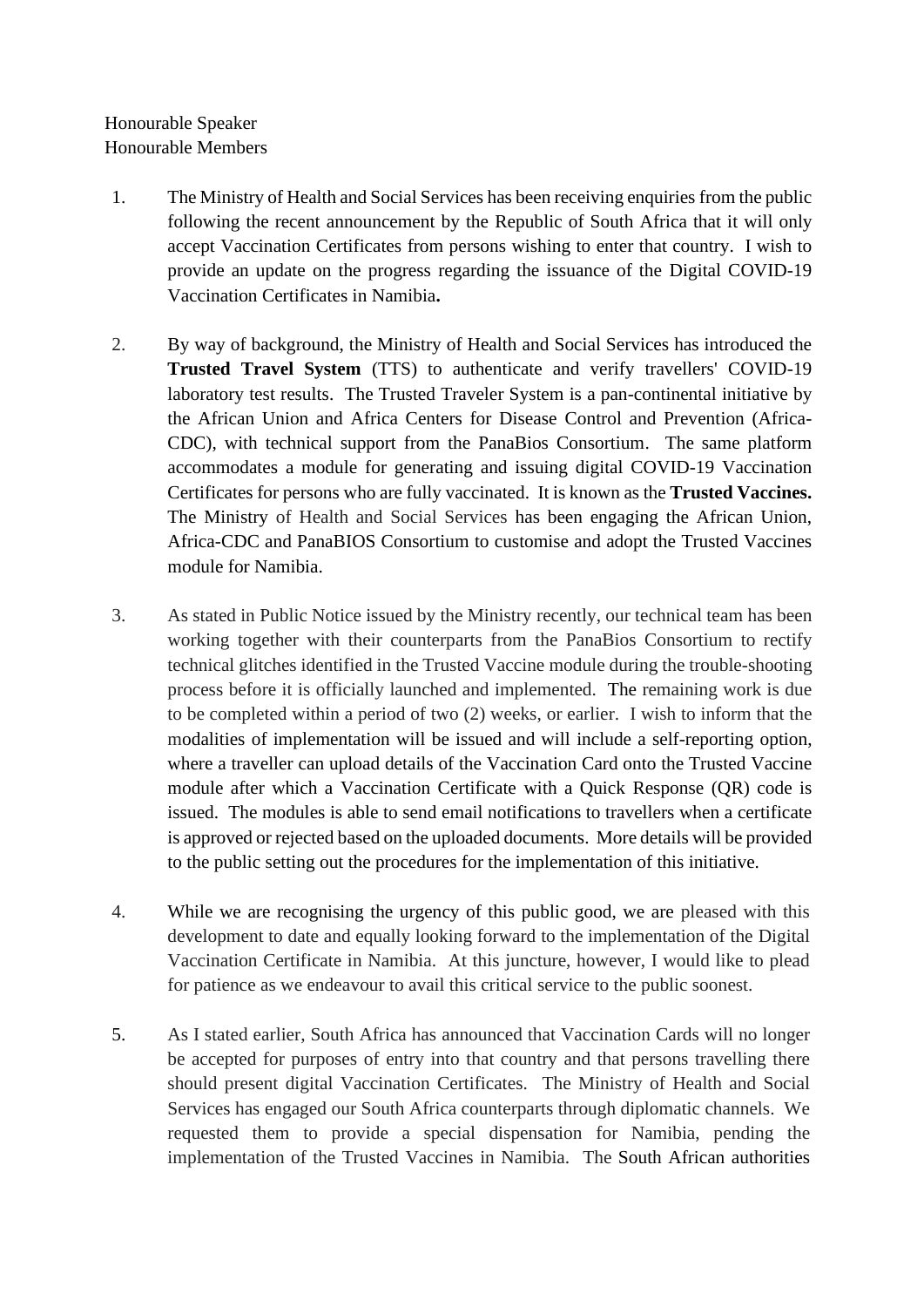Honourable Speaker  
Honourable Members

1. The Ministry of Health and Social Services has been receiving enquiries from the public following the recent announcement by the Republic of South Africa that it will only accept Vaccination Certificates from persons wishing to enter that country. I wish to provide an update on the progress regarding the issuance of the Digital COVID-19 Vaccination Certificates in Namibia**.**

2. By way of background, the Ministry of Health and Social Services has introduced the **Trusted Travel System** (TTS) to authenticate and verify travellers' COVID-19 laboratory test results. The Trusted Traveler System is a pan-continental initiative by the African Union and Africa Centers for Disease Control and Prevention (Africa-CDC), with technical support from the PanaBios Consortium. The same platform accommodates a module for generating and issuing digital COVID-19 Vaccination Certificates for persons who are fully vaccinated. It is known as the **Trusted Vaccines.** The Ministry of Health and Social Services has been engaging the African Union, Africa-CDC and PanaBIOS Consortium to customise and adopt the Trusted Vaccines module for Namibia.

3. As stated in Public Notice issued by the Ministry recently, our technical team has been working together with their counterparts from the PanaBios Consortium to rectify technical glitches identified in the Trusted Vaccine module during the trouble-shooting process before it is officially launched and implemented. The remaining work is due to be completed within a period of two (2) weeks, or earlier. I wish to inform that the modalities of implementation will be issued and will include a self-reporting option, where a traveller can upload details of the Vaccination Card onto the Trusted Vaccine module after which a Vaccination Certificate with a Quick Response (QR) code is issued. The modules is able to send email notifications to travellers when a certificate is approved or rejected based on the uploaded documents. More details will be provided to the public setting out the procedures for the implementation of this initiative.

4. While we are recognising the urgency of this public good, we are pleased with this development to date and equally looking forward to the implementation of the Digital Vaccination Certificate in Namibia. At this juncture, however, I would like to plead for patience as we endeavour to avail this critical service to the public soonest.

5. As I stated earlier, South Africa has announced that Vaccination Cards will no longer be accepted for purposes of entry into that country and that persons travelling there should present digital Vaccination Certificates. The Ministry of Health and Social Services has engaged our South Africa counterparts through diplomatic channels. We requested them to provide a special dispensation for Namibia, pending the implementation of the Trusted Vaccines in Namibia. The South African authorities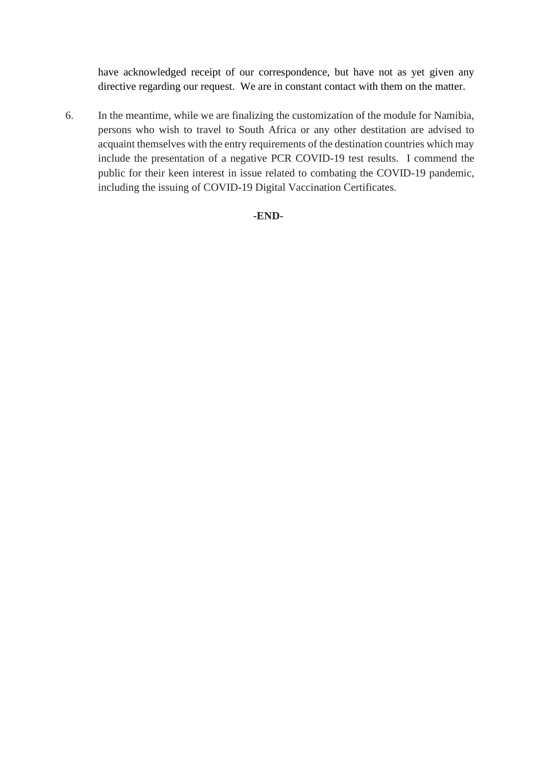have acknowledged receipt of our correspondence, but have not as yet given any directive regarding our request. We are in constant contact with them on the matter.

6. In the meantime, while we are finalizing the customization of the module for Namibia, persons who wish to travel to South Africa or any other destitation are advised to acquaint themselves with the entry requirements of the destination countries which may include the presentation of a negative PCR COVID-19 test results. I commend the public for their keen interest in issue related to combating the COVID-19 pandemic, including the issuing of COVID-19 Digital Vaccination Certificates.

**-END-**